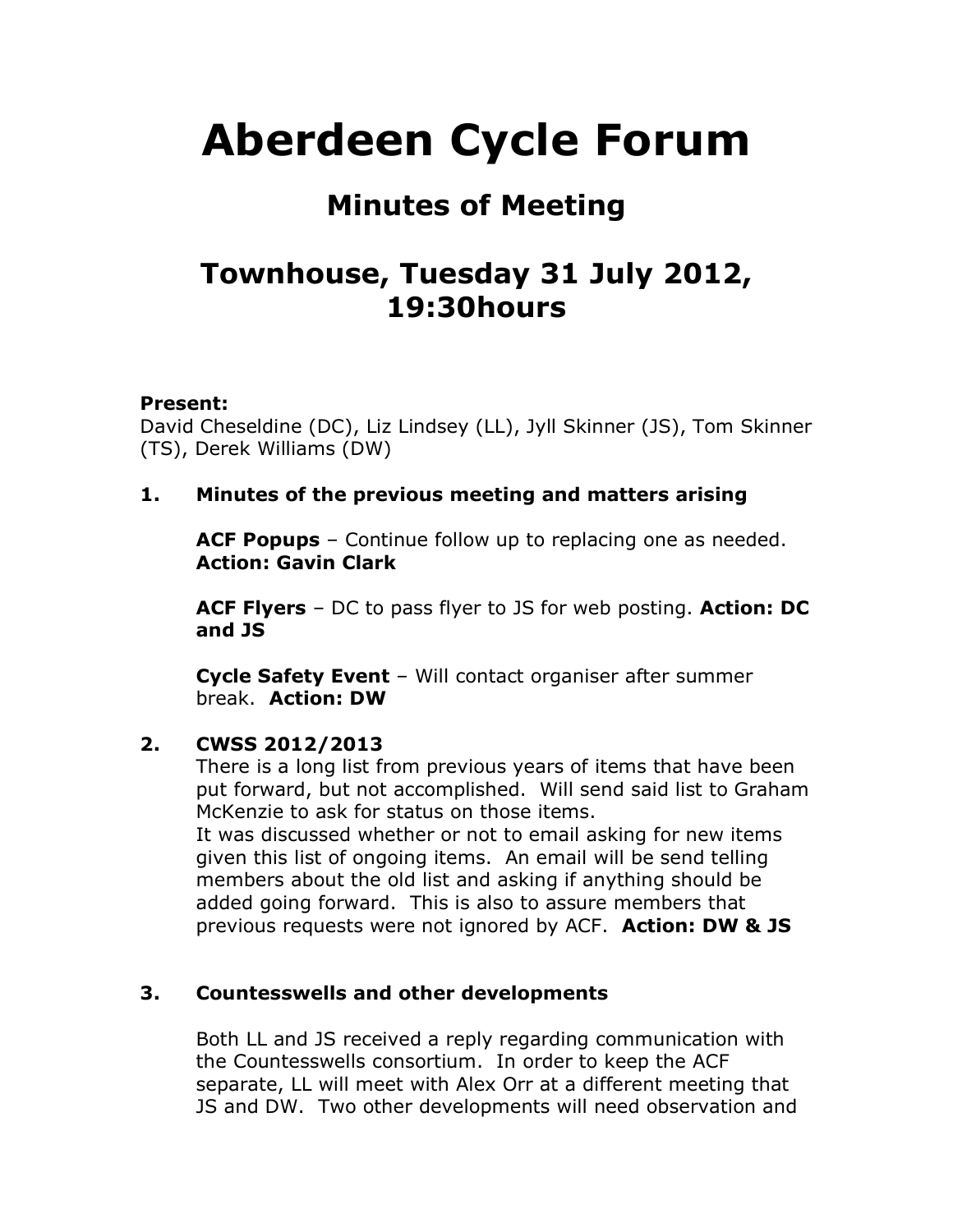# Aberdeen Cycle Forum

## Minutes of Meeting

## Townhouse, Tuesday 31 July 2012, 19:30hours

**Present:**
David Cheseldine (DC), Liz Lindsey (LL), Jyll Skinner (JS), Tom Skinner (TS), Derek Williams (DW)

### 1. Minutes of the previous meeting and matters arising

**ACF Popups** – Continue follow up to replacing one as needed. **Action: Gavin Clark**

**ACF Flyers** – DC to pass flyer to JS for web posting. **Action: DC and JS**

**Cycle Safety Event** – Will contact organiser after summer break. **Action: DW**

### 2. CWSS 2012/2013

There is a long list from previous years of items that have been put forward, but not accomplished. Will send said list to Graham McKenzie to ask for status on those items.
It was discussed whether or not to email asking for new items given this list of ongoing items. An email will be send telling members about the old list and asking if anything should be added going forward. This is also to assure members that previous requests were not ignored by ACF. **Action: DW & JS**

### 3. Countesswells and other developments

Both LL and JS received a reply regarding communication with the Countesswells consortium. In order to keep the ACF separate, LL will meet with Alex Orr at a different meeting that JS and DW. Two other developments will need observation and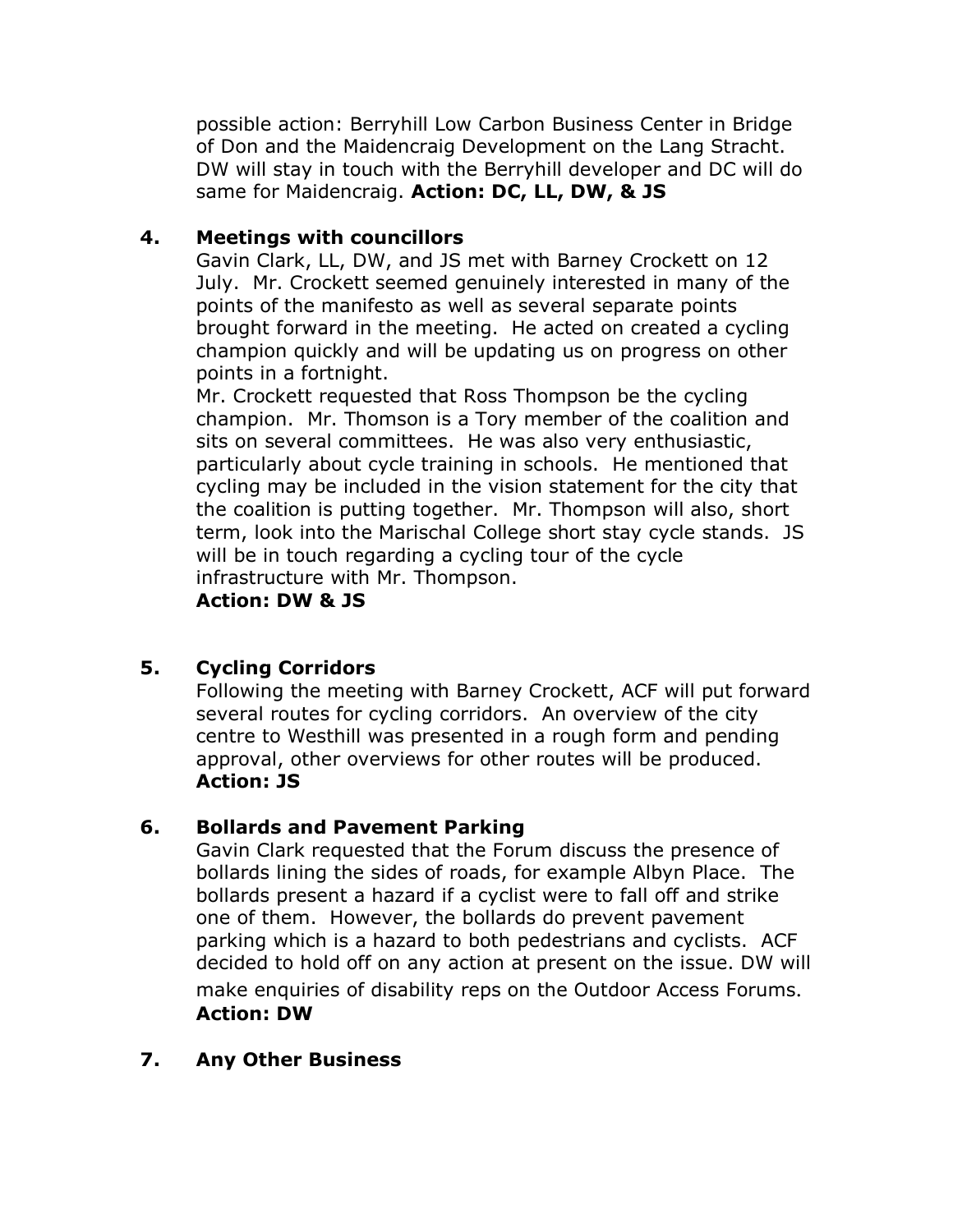possible action: Berryhill Low Carbon Business Center in Bridge of Don and the Maidencraig Development on the Lang Stracht. DW will stay in touch with the Berryhill developer and DC will do same for Maidencraig. **Action: DC, LL, DW, & JS**

## 4. Meetings with councillors

Gavin Clark, LL, DW, and JS met with Barney Crockett on 12 July. Mr. Crockett seemed genuinely interested in many of the points of the manifesto as well as several separate points brought forward in the meeting. He acted on created a cycling champion quickly and will be updating us on progress on other points in a fortnight.

Mr. Crockett requested that Ross Thompson be the cycling champion. Mr. Thomson is a Tory member of the coalition and sits on several committees. He was also very enthusiastic, particularly about cycle training in schools. He mentioned that cycling may be included in the vision statement for the city that the coalition is putting together. Mr. Thompson will also, short term, look into the Marischal College short stay cycle stands. JS will be in touch regarding a cycling tour of the cycle infrastructure with Mr. Thompson.

**Action: DW & JS**

## 5. Cycling Corridors

Following the meeting with Barney Crockett, ACF will put forward several routes for cycling corridors. An overview of the city centre to Westhill was presented in a rough form and pending approval, other overviews for other routes will be produced.

**Action: JS**

## 6. Bollards and Pavement Parking

Gavin Clark requested that the Forum discuss the presence of bollards lining the sides of roads, for example Albyn Place. The bollards present a hazard if a cyclist were to fall off and strike one of them. However, the bollards do prevent pavement parking which is a hazard to both pedestrians and cyclists. ACF decided to hold off on any action at present on the issue. DW will make enquiries of disability reps on the Outdoor Access Forums.

**Action: DW**

## 7. Any Other Business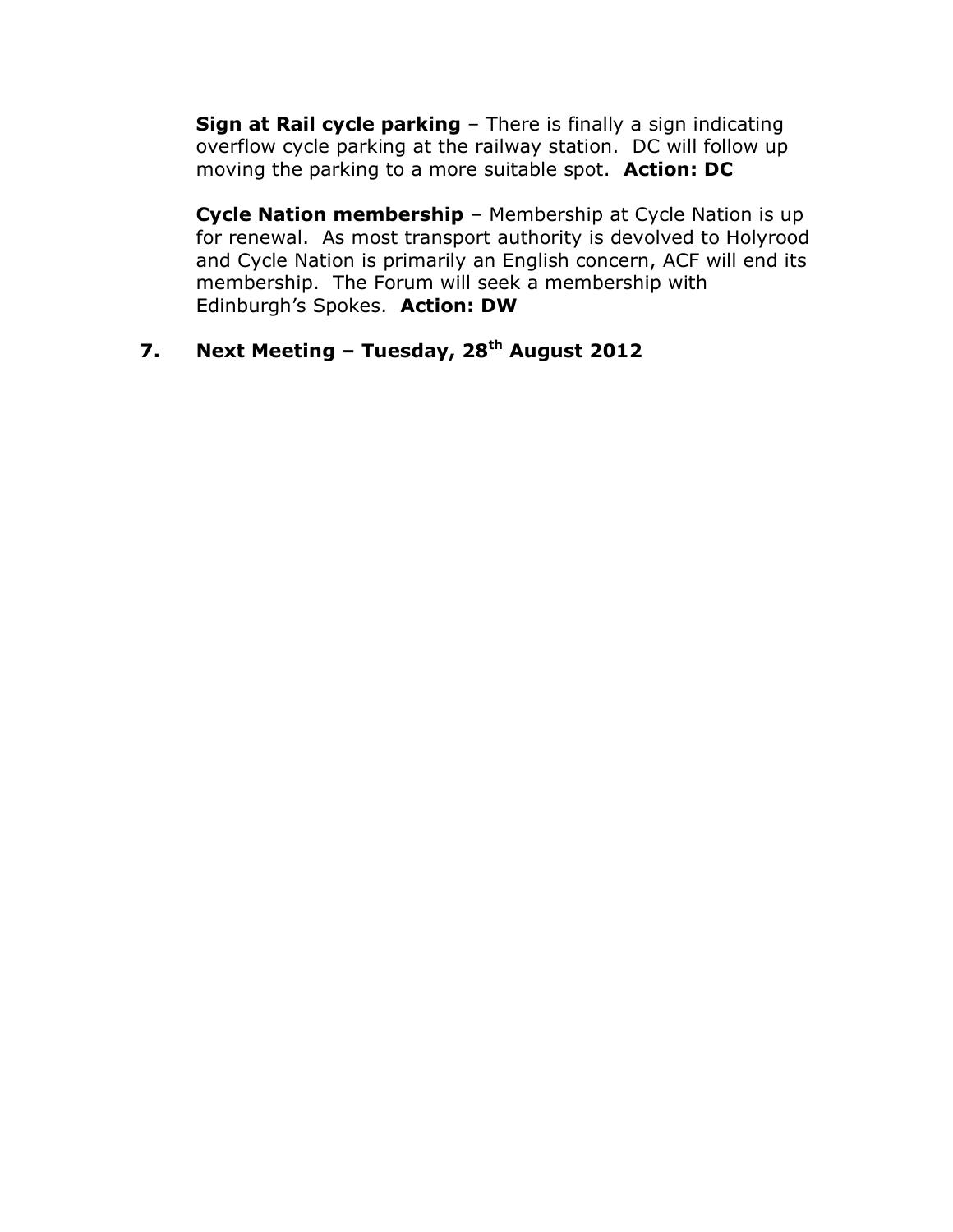**Sign at Rail cycle parking** – There is finally a sign indicating overflow cycle parking at the railway station. DC will follow up moving the parking to a more suitable spot. **Action: DC**

**Cycle Nation membership** – Membership at Cycle Nation is up for renewal. As most transport authority is devolved to Holyrood and Cycle Nation is primarily an English concern, ACF will end its membership. The Forum will seek a membership with Edinburgh's Spokes. **Action: DW**

## 7. Next Meeting – Tuesday, 28th August 2012